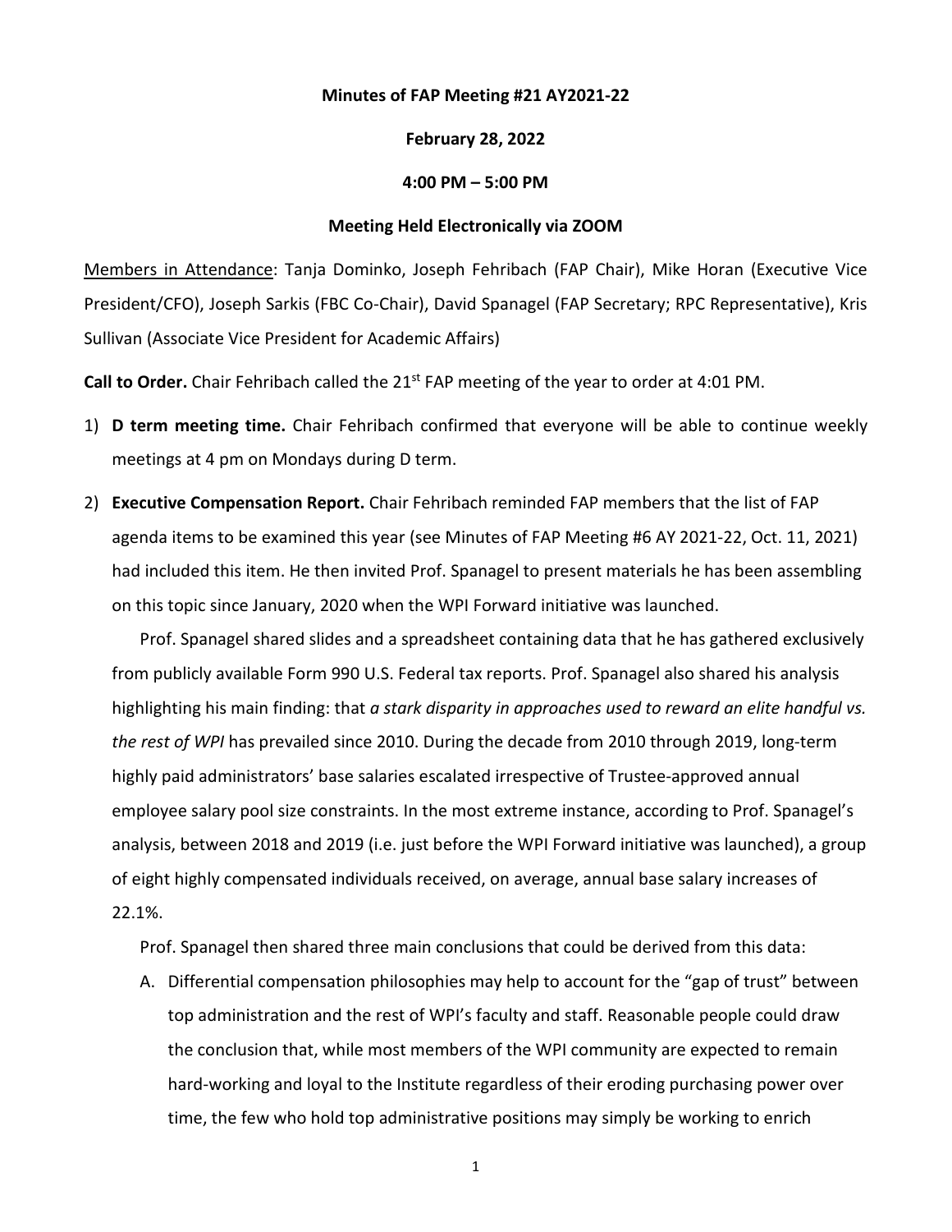**Minutes of FAP Meeting #21 AY2021-22**

**February 28, 2022**

**4:00 PM – 5:00 PM**

**Meeting Held Electronically via ZOOM**

Members in Attendance: Tanja Dominko, Joseph Fehribach (FAP Chair), Mike Horan (Executive Vice President/CFO), Joseph Sarkis (FBC Co-Chair), David Spanagel (FAP Secretary; RPC Representative), Kris Sullivan (Associate Vice President for Academic Affairs)

**Call to Order.** Chair Fehribach called the 21st FAP meeting of the year to order at 4:01 PM.

1) **D term meeting time.** Chair Fehribach confirmed that everyone will be able to continue weekly meetings at 4 pm on Mondays during D term.

2) **Executive Compensation Report.** Chair Fehribach reminded FAP members that the list of FAP agenda items to be examined this year (see Minutes of FAP Meeting #6 AY 2021-22, Oct. 11, 2021) had included this item. He then invited Prof. Spanagel to present materials he has been assembling on this topic since January, 2020 when the WPI Forward initiative was launched.

   Prof. Spanagel shared slides and a spreadsheet containing data that he has gathered exclusively from publicly available Form 990 U.S. Federal tax reports. Prof. Spanagel also shared his analysis highlighting his main finding: that *a stark disparity in approaches used to reward an elite handful vs. the rest of WPI* has prevailed since 2010. During the decade from 2010 through 2019, long-term highly paid administrators' base salaries escalated irrespective of Trustee-approved annual employee salary pool size constraints. In the most extreme instance, according to Prof. Spanagel's analysis, between 2018 and 2019 (i.e. just before the WPI Forward initiative was launched), a group of eight highly compensated individuals received, on average, annual base salary increases of 22.1%.

   Prof. Spanagel then shared three main conclusions that could be derived from this data:

   A. Differential compensation philosophies may help to account for the "gap of trust" between top administration and the rest of WPI's faculty and staff. Reasonable people could draw the conclusion that, while most members of the WPI community are expected to remain hard-working and loyal to the Institute regardless of their eroding purchasing power over time, the few who hold top administrative positions may simply be working to enrich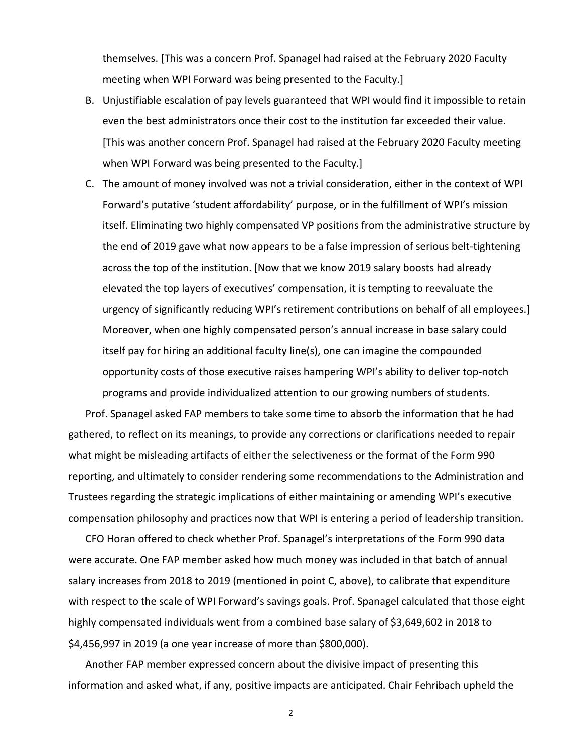themselves. [This was a concern Prof. Spanagel had raised at the February 2020 Faculty meeting when WPI Forward was being presented to the Faculty.]

B. Unjustifiable escalation of pay levels guaranteed that WPI would find it impossible to retain even the best administrators once their cost to the institution far exceeded their value. [This was another concern Prof. Spanagel had raised at the February 2020 Faculty meeting when WPI Forward was being presented to the Faculty.]

C. The amount of money involved was not a trivial consideration, either in the context of WPI Forward's putative 'student affordability' purpose, or in the fulfillment of WPI's mission itself. Eliminating two highly compensated VP positions from the administrative structure by the end of 2019 gave what now appears to be a false impression of serious belt-tightening across the top of the institution. [Now that we know 2019 salary boosts had already elevated the top layers of executives' compensation, it is tempting to reevaluate the urgency of significantly reducing WPI's retirement contributions on behalf of all employees.] Moreover, when one highly compensated person's annual increase in base salary could itself pay for hiring an additional faculty line(s), one can imagine the compounded opportunity costs of those executive raises hampering WPI's ability to deliver top-notch programs and provide individualized attention to our growing numbers of students.

Prof. Spanagel asked FAP members to take some time to absorb the information that he had gathered, to reflect on its meanings, to provide any corrections or clarifications needed to repair what might be misleading artifacts of either the selectiveness or the format of the Form 990 reporting, and ultimately to consider rendering some recommendations to the Administration and Trustees regarding the strategic implications of either maintaining or amending WPI's executive compensation philosophy and practices now that WPI is entering a period of leadership transition.

CFO Horan offered to check whether Prof. Spanagel's interpretations of the Form 990 data were accurate. One FAP member asked how much money was included in that batch of annual salary increases from 2018 to 2019 (mentioned in point C, above), to calibrate that expenditure with respect to the scale of WPI Forward's savings goals. Prof. Spanagel calculated that those eight highly compensated individuals went from a combined base salary of $3,649,602 in 2018 to $4,456,997 in 2019 (a one year increase of more than $800,000).

Another FAP member expressed concern about the divisive impact of presenting this information and asked what, if any, positive impacts are anticipated. Chair Fehribach upheld the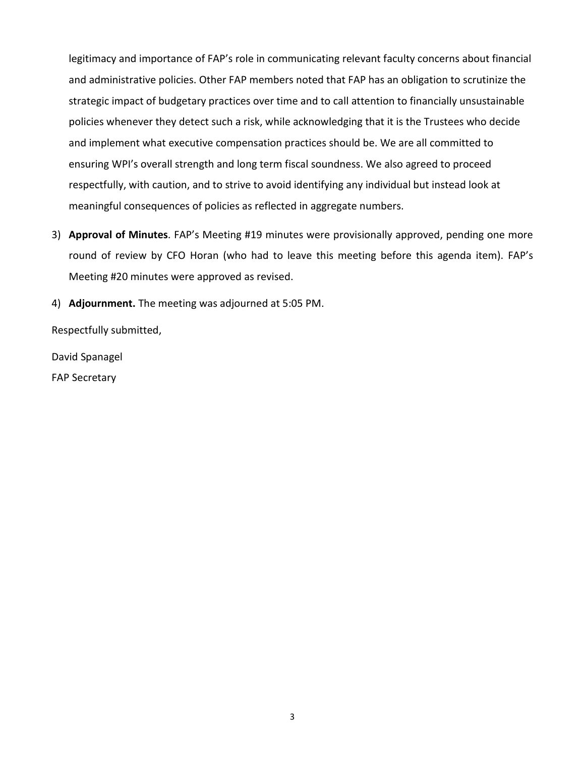legitimacy and importance of FAP's role in communicating relevant faculty concerns about financial and administrative policies. Other FAP members noted that FAP has an obligation to scrutinize the strategic impact of budgetary practices over time and to call attention to financially unsustainable policies whenever they detect such a risk, while acknowledging that it is the Trustees who decide and implement what executive compensation practices should be. We are all committed to ensuring WPI's overall strength and long term fiscal soundness. We also agreed to proceed respectfully, with caution, and to strive to avoid identifying any individual but instead look at meaningful consequences of policies as reflected in aggregate numbers.

3) **Approval of Minutes**. FAP's Meeting #19 minutes were provisionally approved, pending one more round of review by CFO Horan (who had to leave this meeting before this agenda item). FAP's Meeting #20 minutes were approved as revised.

4) **Adjournment.** The meeting was adjourned at 5:05 PM.

Respectfully submitted,

David Spanagel

FAP Secretary